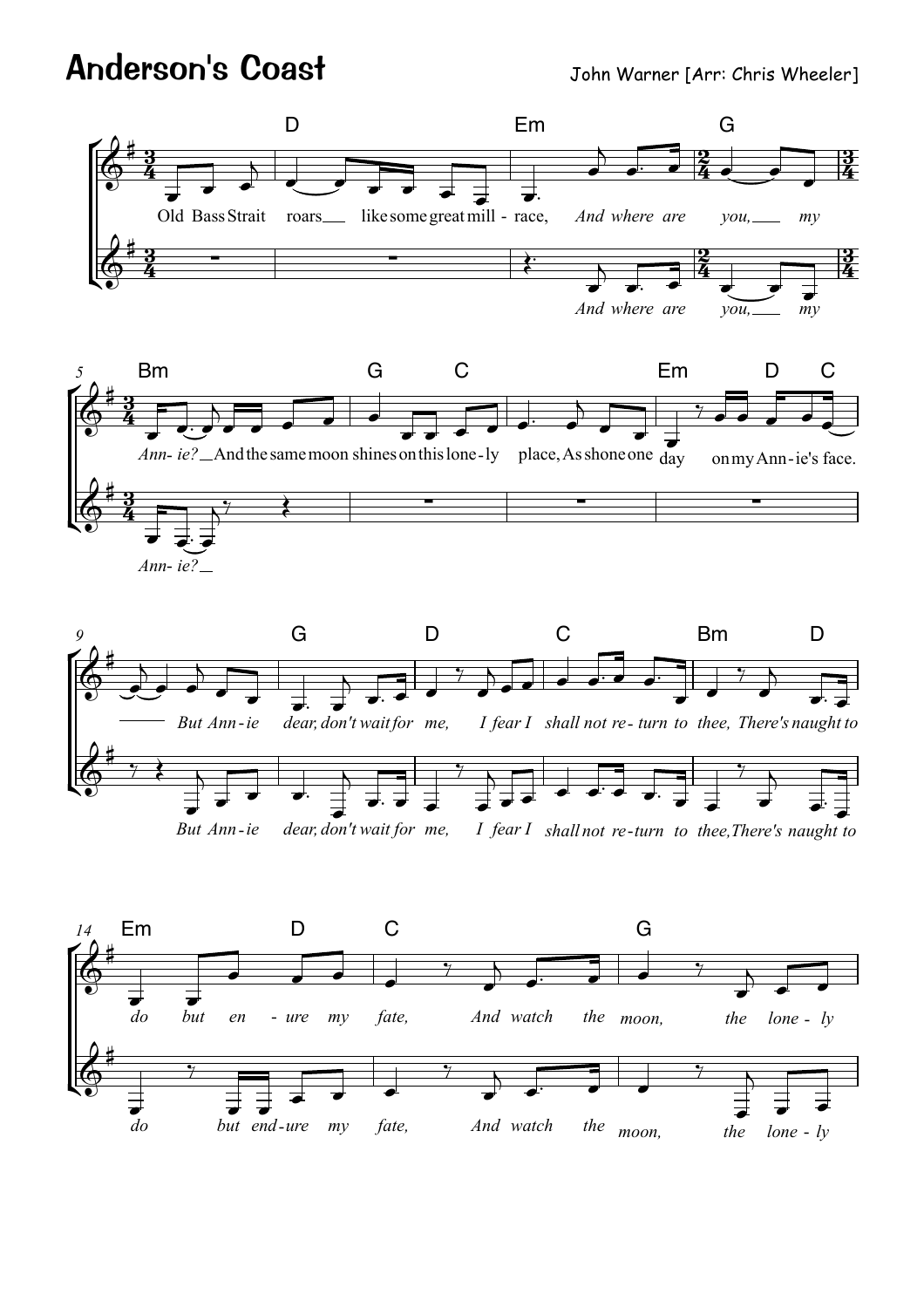# Anderson's Coast

John Warner [Arr: Chris Wheeler]

Old Bass Strait roars like some great mill - race, *And where are you, my Ann- ie?* And the same moon shines on this lone - ly place, As shone one day on my Ann - ie's face.

*But Ann - ie dear, don't wait for me, I fear I shall not re - turn to thee, There's naught to do but en - ure my fate, And watch the moon, the lone - ly*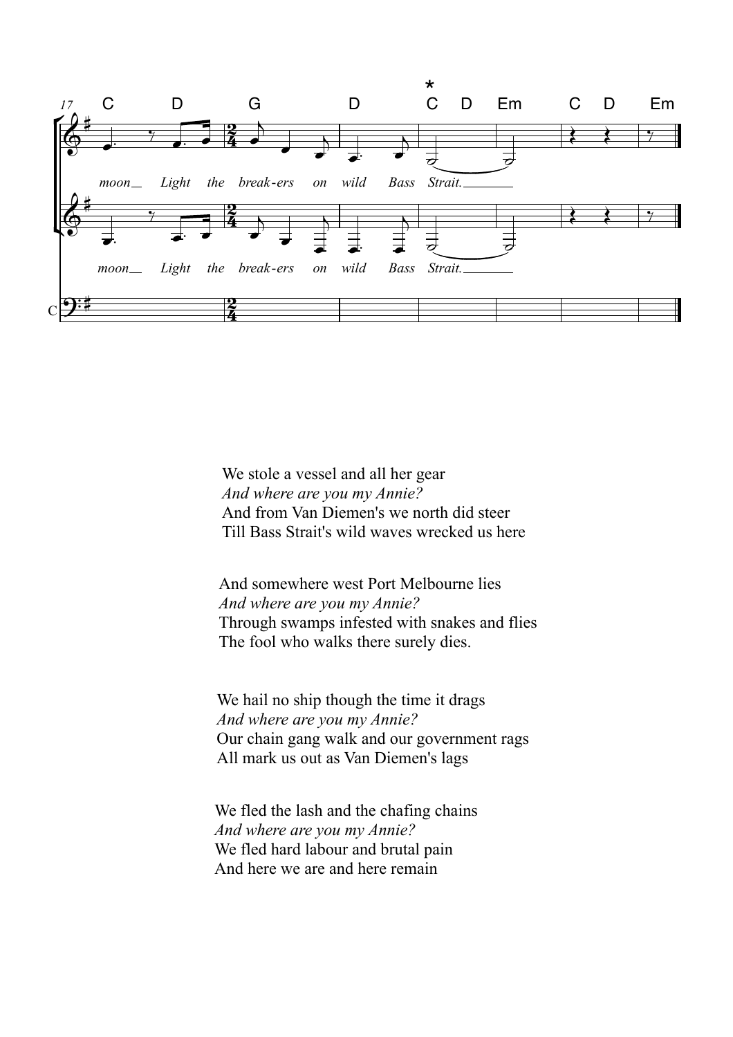We stole a vessel and all her gear
*And where are you my Annie?*
And from Van Diemen's we north did steer
Till Bass Strait's wild waves wrecked us here

And somewhere west Port Melbourne lies
*And where are you my Annie?*
Through swamps infested with snakes and flies
The fool who walks there surely dies.

We hail no ship though the time it drags
*And where are you my Annie?*
Our chain gang walk and our government rags
All mark us out as Van Diemen's lags

We fled the lash and the chafing chains
*And where are you my Annie?*
We fled hard labour and brutal pain
And here we are and here remain